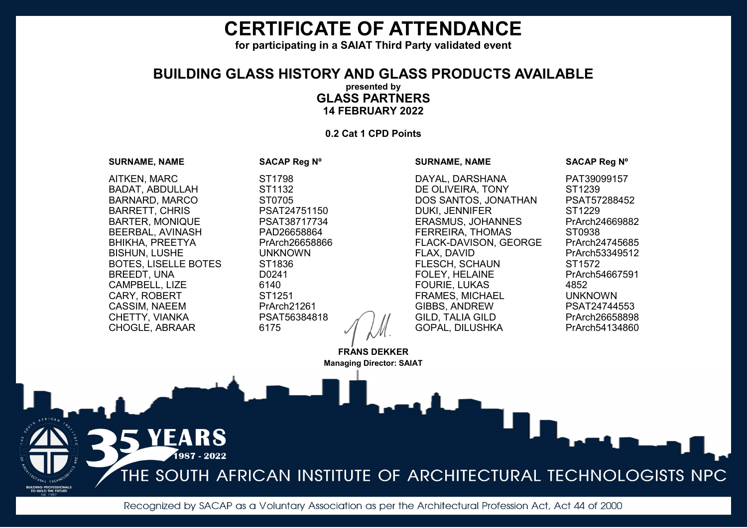# CERTIFICATE OF ATTENDANCE

**for participating in a SAIAT Third Party validated event**

## BUILDING GLASS HISTORY AND GLASS PRODUCTS AVAILABLE

**presented by**

**GLASS PARTNERS**

**14 FEBRUARY 2022**

**0.2 Cat 1 CPD Points**

| SURNAME, NAME | SACAP Reg Nº |
|---|---|
| AITKEN, MARC | ST1798 |
| BADAT, ABDULLAH | ST1132 |
| BARNARD, MARCO | ST0705 |
| BARRETT, CHRIS | PSAT24751150 |
| BARTER, MONIQUE | PSAT38717734 |
| BEERBAL, AVINASH | PAD26658864 |
| BHIKHA, PREETYA | PrArch26658866 |
| BISHUN, LUSHE | UNKNOWN |
| BOTES, LISELLE BOTES | ST1836 |
| BREEDT, UNA | D0241 |
| CAMPBELL, LIZE | 6140 |
| CARY, ROBERT | ST1251 |
| CASSIM, NAEEM | PrArch21261 |
| CHETTY, VIANKA | PSAT56384818 |
| CHOGLE, ABRAAR | 6175 |
| DAYAL, DARSHANA | PAT39099157 |
| DE OLIVEIRA, TONY | ST1239 |
| DOS SANTOS, JONATHAN | PSAT57288452 |
| DUKI, JENNIFER | ST1229 |
| ERASMUS, JOHANNES | PrArch24669882 |
| FERREIRA, THOMAS | ST0938 |
| FLACK-DAVISON, GEORGE | PrArch24745685 |
| FLAX, DAVID | PrArch53349512 |
| FLESCH, SCHAUN | ST1572 |
| FOLEY, HELAINE | PrArch54667591 |
| FOURIE, LUKAS | 4852 |
| FRAMES, MICHAEL | UNKNOWN |
| GIBBS, ANDREW | PSAT24744553 |
| GILD, TALIA GILD | PrArch26658898 |
| GOPAL, DILUSHKA | PrArch54134860 |

**FRANS DEKKER**
**Managing Director: SAIAT**

35 YEARS 1987 - 2022

THE SOUTH AFRICAN INSTITUTE OF ARCHITECTURAL TECHNOLOGISTS NPC

BUILDING PROFESSIONALS TO BUILD THE FUTURE Est. 1987

Recognized by SACAP as a Voluntary Association as per the Architectural Profession Act, Act 44 of 2000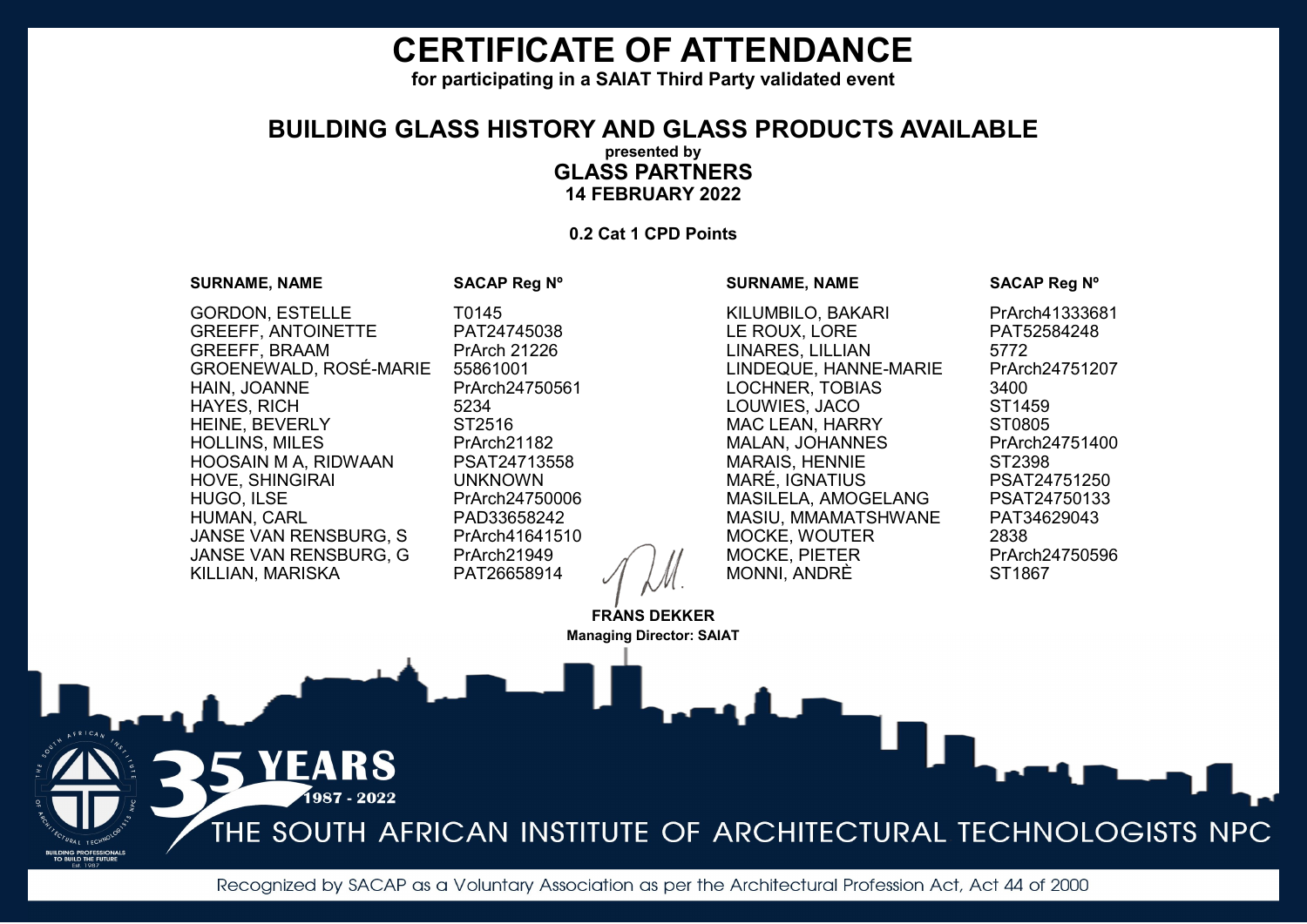# CERTIFICATE OF ATTENDANCE

**for participating in a SAIAT Third Party validated event**

## BUILDING GLASS HISTORY AND GLASS PRODUCTS AVAILABLE

**presented by**

**GLASS PARTNERS**

**14 FEBRUARY 2022**

**0.2 Cat 1 CPD Points**

| SURNAME, NAME | SACAP Reg Nº |
|---|---|
| GORDON, ESTELLE | T0145 |
| GREEFF, ANTOINETTE | PAT24745038 |
| GREEFF, BRAAM | PrArch 21226 |
| GROENEWALD, ROSÉ-MARIE | 55861001 |
| HAIN, JOANNE | PrArch24750561 |
| HAYES, RICH | 5234 |
| HEINE, BEVERLY | ST2516 |
| HOLLINS, MILES | PrArch21182 |
| HOOSAIN M A, RIDWAAN | PSAT24713558 |
| HOVE, SHINGIRAI | UNKNOWN |
| HUGO, ILSE | PrArch24750006 |
| HUMAN, CARL | PAD33658242 |
| JANSE VAN RENSBURG, S | PrArch41641510 |
| JANSE VAN RENSBURG, G | PrArch21949 |
| KILLIAN, MARISKA | PAT26658914 |
| KILUMBILO, BAKARI | PrArch41333681 |
| LE ROUX, LORE | PAT52584248 |
| LINARES, LILLIAN | 5772 |
| LINDEQUE, HANNE-MARIE | PrArch24751207 |
| LOCHNER, TOBIAS | 3400 |
| LOUWIES, JACO | ST1459 |
| MAC LEAN, HARRY | ST0805 |
| MALAN, JOHANNES | PrArch24751400 |
| MARAIS, HENNIE | ST2398 |
| MARÉ, IGNATIUS | PSAT24751250 |
| MASILELA, AMOGELANG | PSAT24750133 |
| MASIU, MMAMATSHWANE | PAT34629043 |
| MOCKE, WOUTER | 2838 |
| MOCKE, PIETER | PrArch24750596 |
| MONNI, ANDRÈ | ST1867 |

**FRANS DEKKER**

**Managing Director: SAIAT**

35 YEARS 1987 - 2022

THE SOUTH AFRICAN INSTITUTE OF ARCHITECTURAL TECHNOLOGISTS NPC

Recognized by SACAP as a Voluntary Association as per the Architectural Profession Act, Act 44 of 2000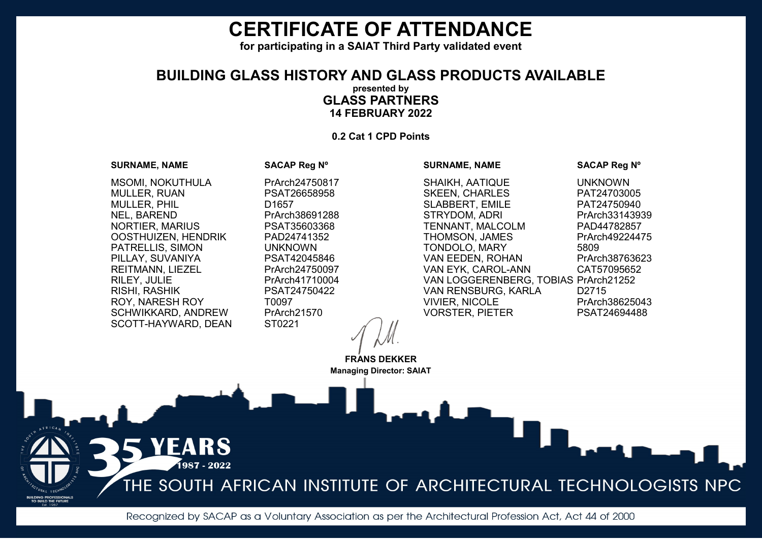# CERTIFICATE OF ATTENDANCE

**for participating in a SAIAT Third Party validated event**

## BUILDING GLASS HISTORY AND GLASS PRODUCTS AVAILABLE

**presented by**

**GLASS PARTNERS**

**14 FEBRUARY 2022**

**0.2 Cat 1 CPD Points**

| SURNAME, NAME | SACAP Reg Nº |
|---|---|
| MSOMI, NOKUTHULA | PrArch24750817 |
| MULLER, RUAN | PSAT26658958 |
| MULLER, PHIL | D1657 |
| NEL, BAREND | PrArch38691288 |
| NORTIER, MARIUS | PSAT35603368 |
| OOSTHUIZEN, HENDRIK | PAD24741352 |
| PATRELLIS, SIMON | UNKNOWN |
| PILLAY, SUVANIYA | PSAT42045846 |
| REITMANN, LIEZEL | PrArch24750097 |
| RILEY, JULIE | PrArch41710004 |
| RISHI, RASHIK | PSAT24750422 |
| ROY, NARESH ROY | T0097 |
| SCHWIKKARD, ANDREW | PrArch21570 |
| SCOTT-HAYWARD, DEAN | ST0221 |
| SHAIKH, AATIQUE | UNKNOWN |
| SKEEN, CHARLES | PAT24703005 |
| SLABBERT, EMILE | PAT24750940 |
| STRYDOM, ADRI | PrArch33143939 |
| TENNANT, MALCOLM | PAD44782857 |
| THOMSON, JAMES | PrArch49224475 |
| TONDOLO, MARY | 5809 |
| VAN EEDEN, ROHAN | PrArch38763623 |
| VAN EYK, CAROL-ANN | CAT57095652 |
| VAN LOGGERENBERG, TOBIAS | PrArch21252 |
| VAN RENSBURG, KARLA | D2715 |
| VIVIER, NICOLE | PrArch38625043 |
| VORSTER, PIETER | PSAT24694488 |

**FRANS DEKKER**
**Managing Director: SAIAT**

35 YEARS 1987 - 2022

THE SOUTH AFRICAN INSTITUTE OF ARCHITECTURAL TECHNOLOGISTS NPC

BUILDING PROFESSIONALS TO BUILD THE FUTURE Est. 1987

Recognized by SACAP as a Voluntary Association as per the Architectural Profession Act, Act 44 of 2000